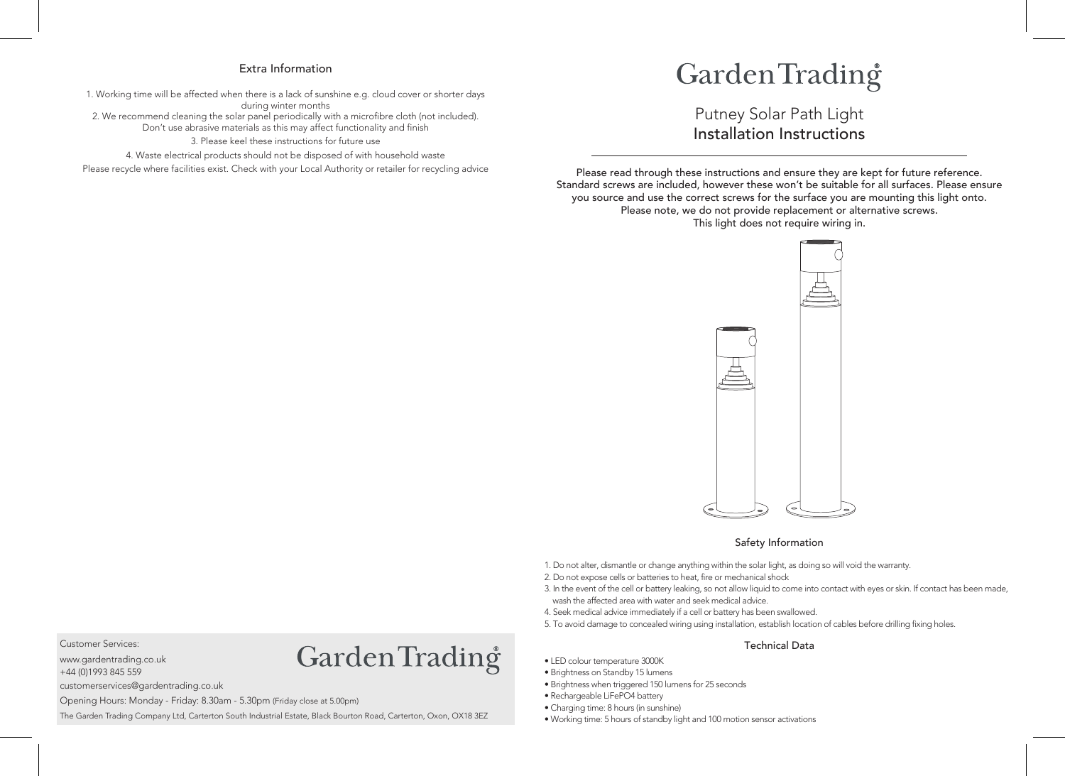# Garden Trading

## Putney Solar Path Light
## Installation Instructions

Please read through these instructions and ensure they are kept for future reference.
Standard screws are included, however these won't be suitable for all surfaces. Please ensure you source and use the correct screws for the surface you are mounting this light onto.
Please note, we do not provide replacement or alternative screws.
This light does not require wiring in.

### Safety Information

1. Do not alter, dismantle or change anything within the solar light, as doing so will void the warranty.
2. Do not expose cells or batteries to heat, fire or mechanical shock
3. In the event of the cell or battery leaking, so not allow liquid to come into contact with eyes or skin. If contact has been made, wash the affected area with water and seek medical advice.
4. Seek medical advice immediately if a cell or battery has been swallowed.
5. To avoid damage to concealed wiring using installation, establish location of cables before drilling fixing holes.

### Technical Data

- LED colour temperature 3000K
- Brightness on Standby 15 lumens
- Brightness when triggered 150 lumens for 25 seconds
- Rechargeable LiFePO4 battery
- Charging time: 8 hours (in sunshine)
- Working time: 5 hours of standby light and 100 motion sensor activations

### Extra Information

1. Working time will be affected when there is a lack of sunshine e.g. cloud cover or shorter days during winter months
2. We recommend cleaning the solar panel periodically with a microfibre cloth (not included). Don't use abrasive materials as this may affect functionality and finish
3. Please keel these instructions for future use
4. Waste electrical products should not be disposed of with household waste

Please recycle where facilities exist. Check with your Local Authority or retailer for recycling advice

Customer Services:

www.gardentrading.co.uk

+44 (0)1993 845 559

customerservices@gardentrading.co.uk

Opening Hours: Monday - Friday: 8.30am - 5.30pm (Friday close at 5.00pm)

The Garden Trading Company Ltd, Carterton South Industrial Estate, Black Bourton Road, Carterton, Oxon, OX18 3EZ

Garden Trading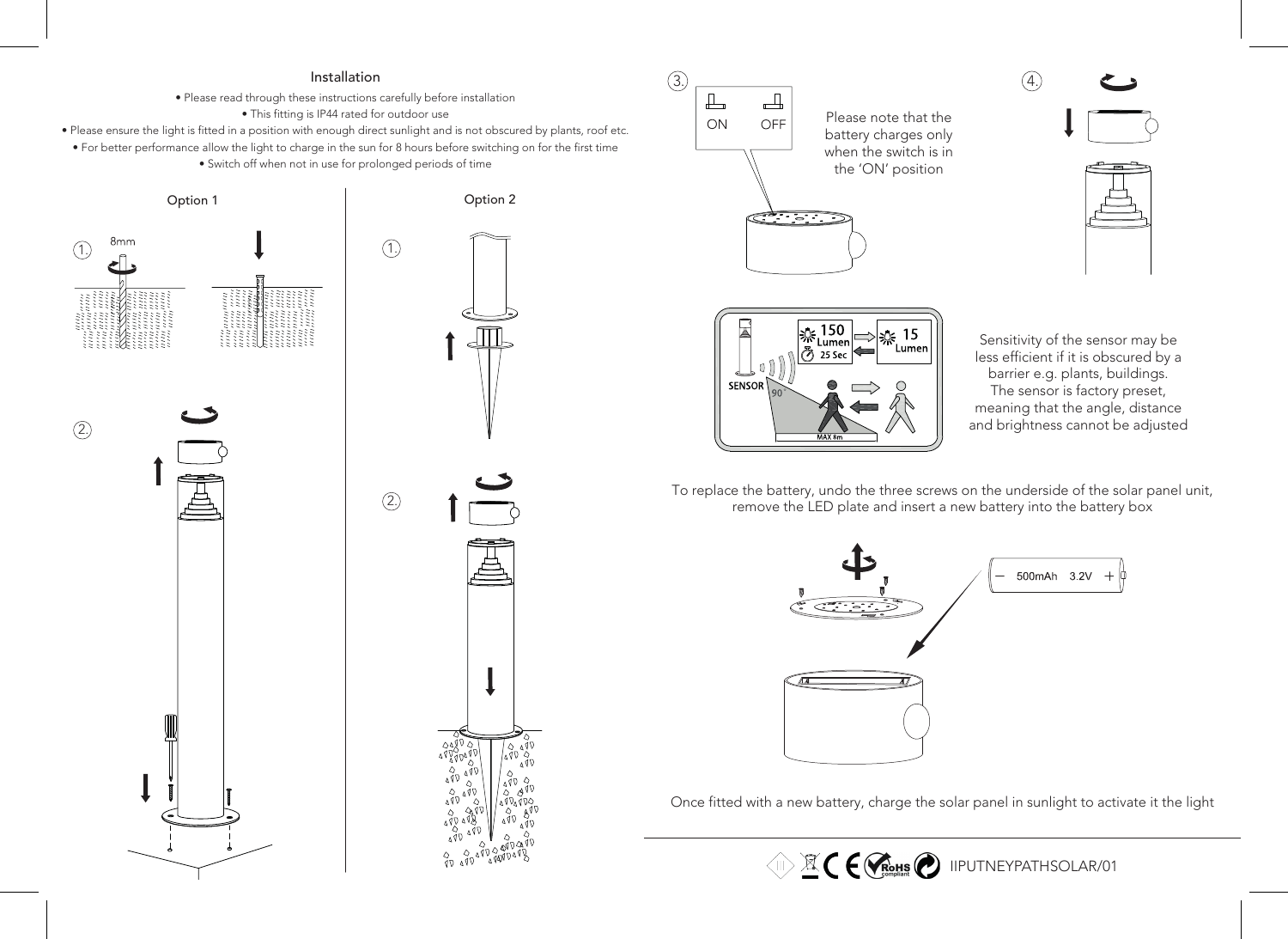## Installation

- Please read through these instructions carefully before installation
- This fitting is IP44 rated for outdoor use
- Please ensure the light is fitted in a position with enough direct sunlight and is not obscured by plants, roof etc.
- For better performance allow the light to charge in the sun for 8 hours before switching on for the first time
- Switch off when not in use for prolonged periods of time

### Option 1

1. 8mm

2.

### Option 2

1.

2.

3.

ON OFF

Please note that the battery charges only when the switch is in the 'ON' position

4.

SENSOR

90°

150 Lumen

25 Sec

15 Lumen

MAX 8m

Sensitivity of the sensor may be less efficient if it is obscured by a barrier e.g. plants, buildings. The sensor is factory preset, meaning that the angle, distance and brightness cannot be adjusted

To replace the battery, undo the three screws on the underside of the solar panel unit, remove the LED plate and insert a new battery into the battery box

− 500mAh 3.2V +

Once fitted with a new battery, charge the solar panel in sunlight to activate it the light

RoHS compliant

IIPUTNEYPATHSOLAR/01